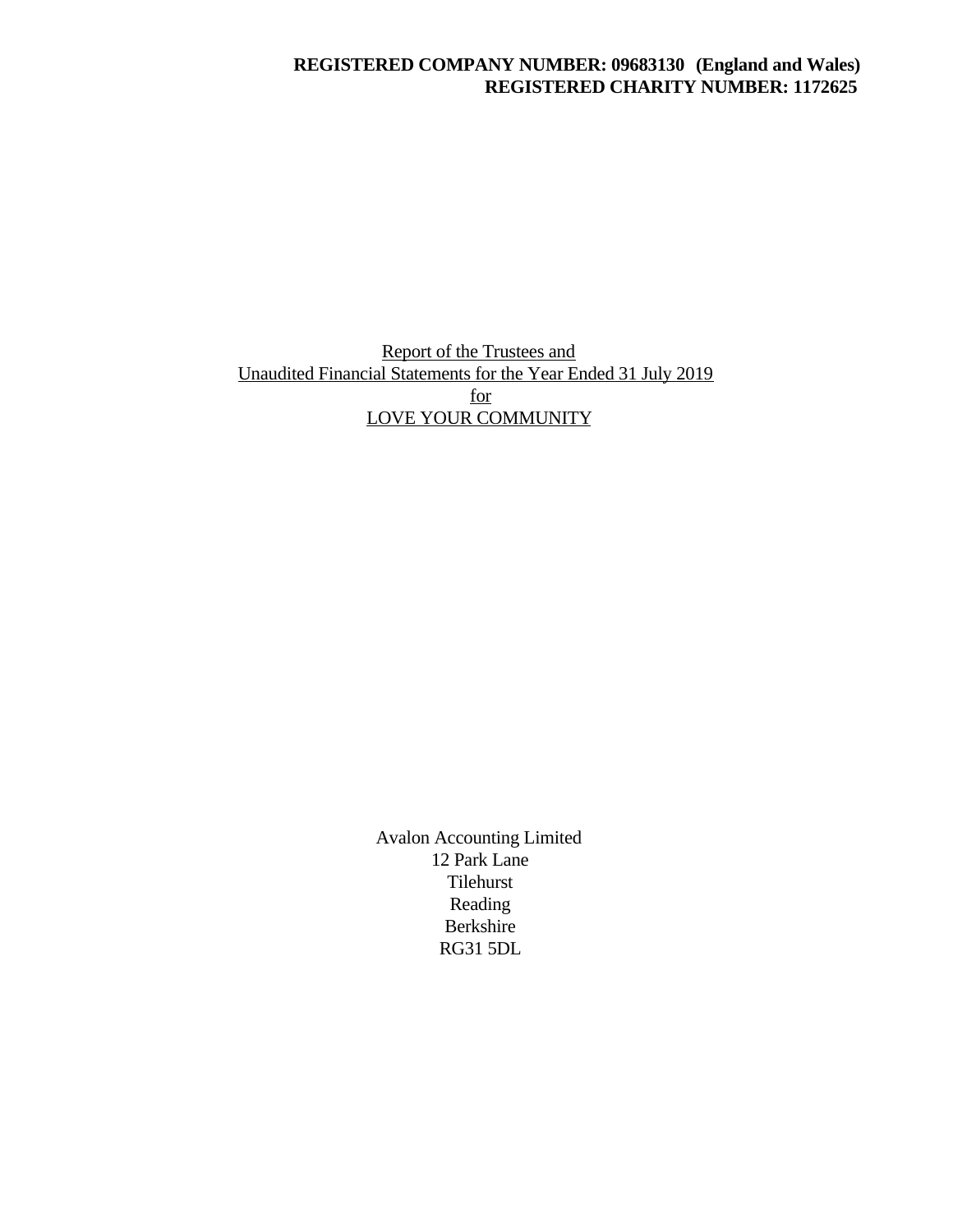**REGISTERED COMPANY NUMBER: 09683130 (England and Wales)**
**REGISTERED CHARITY NUMBER: 1172625**

Report of the Trustees and
Unaudited Financial Statements for the Year Ended 31 July 2019
for
LOVE YOUR COMMUNITY

Avalon Accounting Limited
12 Park Lane
Tilehurst
Reading
Berkshire
RG31 5DL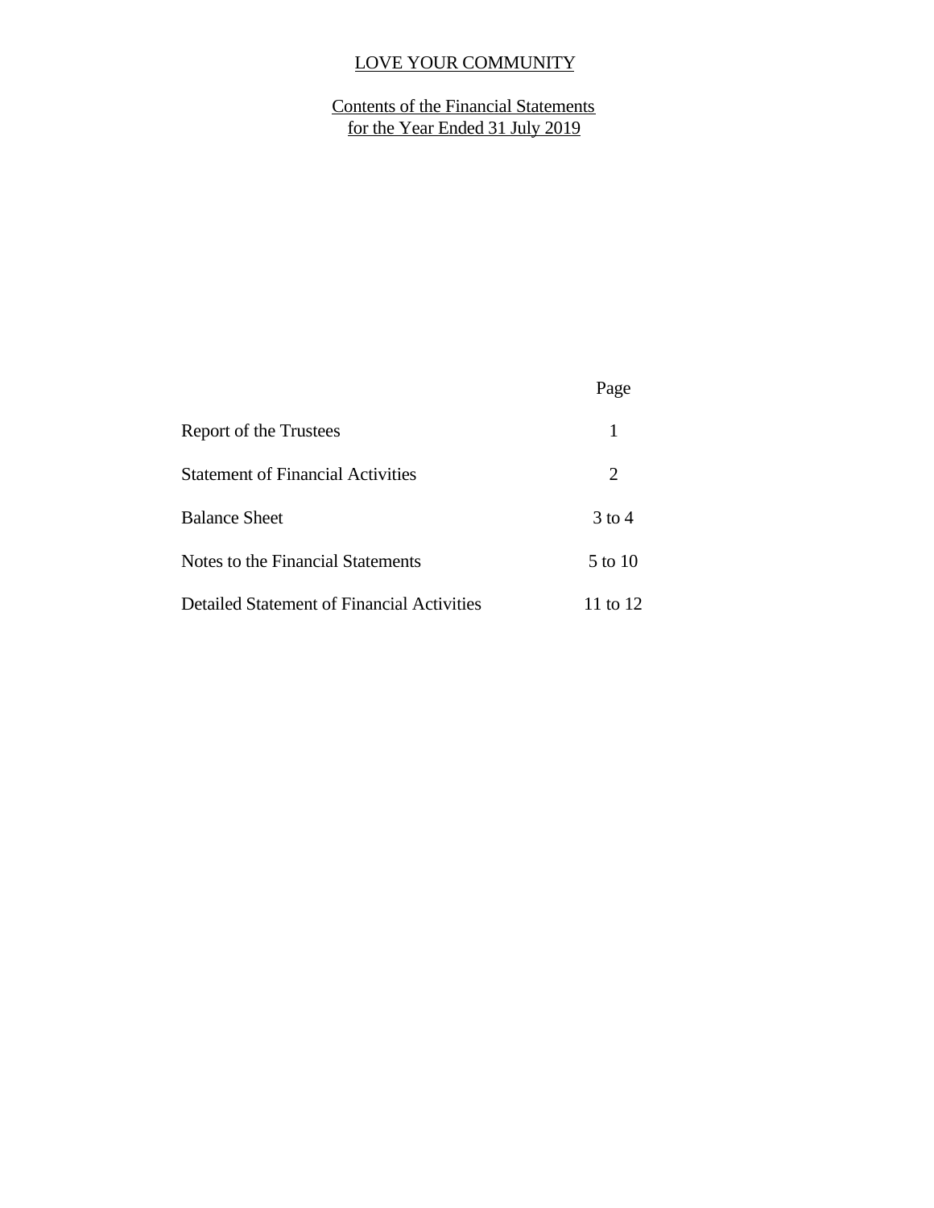# LOVE YOUR COMMUNITY

## Contents of the Financial Statements for the Year Ended 31 July 2019

| | Page |
|---|---|
| Report of the Trustees | 1 |
| Statement of Financial Activities | 2 |
| Balance Sheet | 3 to 4 |
| Notes to the Financial Statements | 5 to 10 |
| Detailed Statement of Financial Activities | 11 to 12 |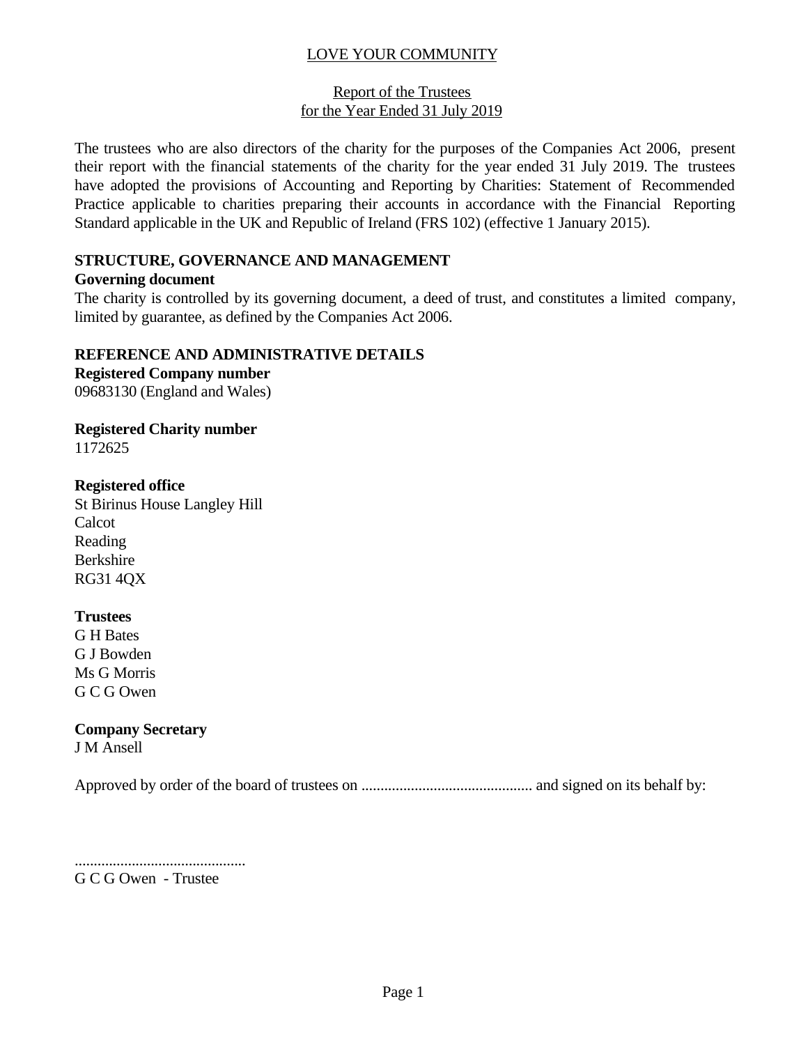# LOVE YOUR COMMUNITY

## Report of the Trustees
## for the Year Ended 31 July 2019

The trustees who are also directors of the charity for the purposes of the Companies Act 2006, present their report with the financial statements of the charity for the year ended 31 July 2019. The trustees have adopted the provisions of Accounting and Reporting by Charities: Statement of Recommended Practice applicable to charities preparing their accounts in accordance with the Financial Reporting Standard applicable in the UK and Republic of Ireland (FRS 102) (effective 1 January 2015).

### STRUCTURE, GOVERNANCE AND MANAGEMENT

**Governing document**

The charity is controlled by its governing document, a deed of trust, and constitutes a limited company, limited by guarantee, as defined by the Companies Act 2006.

### REFERENCE AND ADMINISTRATIVE DETAILS

**Registered Company number**

09683130 (England and Wales)

**Registered Charity number**

1172625

**Registered office**

St Birinus House Langley Hill
Calcot
Reading
Berkshire
RG31 4QX

**Trustees**

G H Bates
G J Bowden
Ms G Morris
G C G Owen

**Company Secretary**

J M Ansell

Approved by order of the board of trustees on ............................................ and signed on its behalf by:

............................................
G C G Owen - Trustee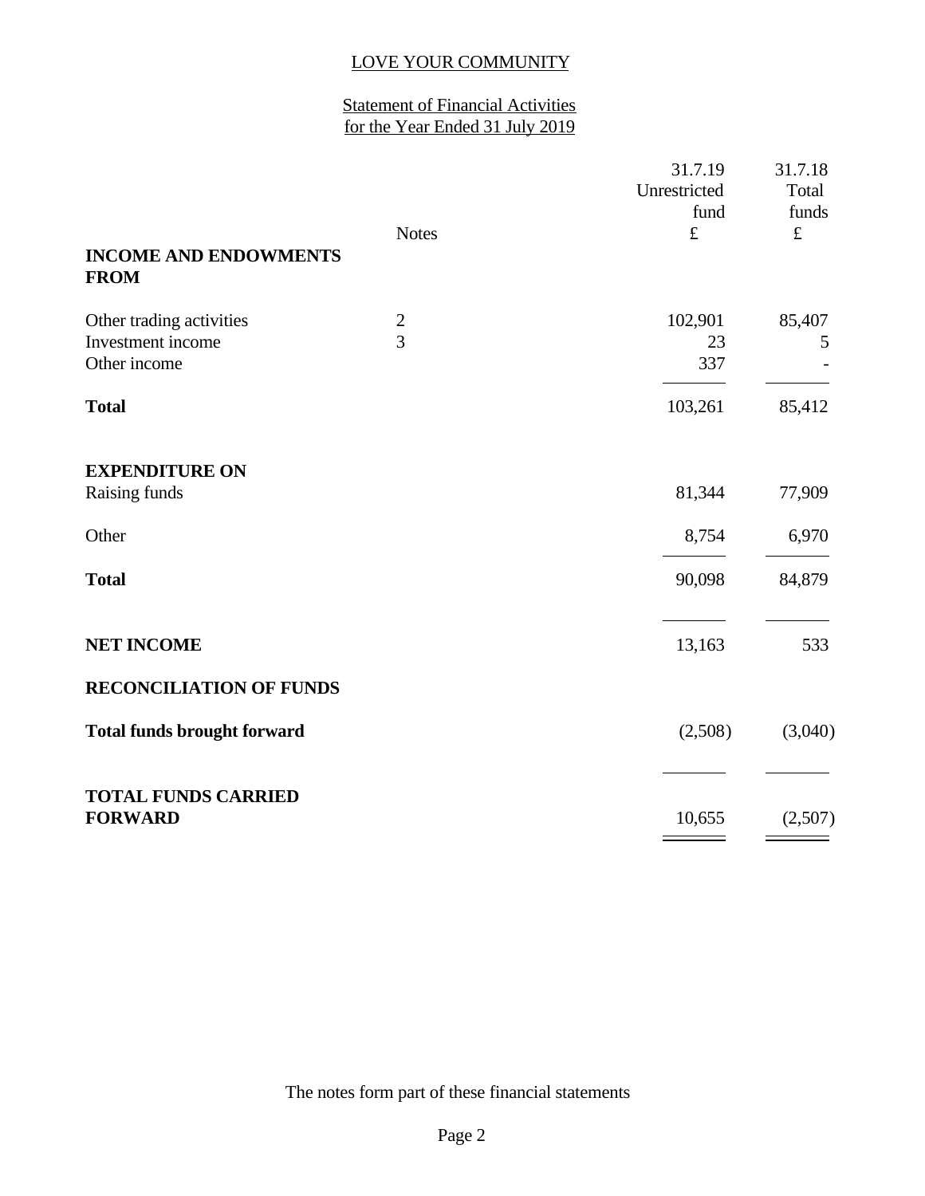LOVE YOUR COMMUNITY

Statement of Financial Activities
for the Year Ended 31 July 2019

| | Notes | 31.7.19 Unrestricted fund £ | 31.7.18 Total funds £ |
|---|---|---|---|
| **INCOME AND ENDOWMENTS FROM** | | | |
| Other trading activities | 2 | 102,901 | 85,407 |
| Investment income | 3 | 23 | 5 |
| Other income | | 337 | - |
| **Total** | | 103,261 | 85,412 |
| **EXPENDITURE ON** | | | |
| Raising funds | | 81,344 | 77,909 |
| Other | | 8,754 | 6,970 |
| **Total** | | 90,098 | 84,879 |
| **NET INCOME** | | 13,163 | 533 |
| **RECONCILIATION OF FUNDS** | | | |
| **Total funds brought forward** | | (2,508) | (3,040) |
| **TOTAL FUNDS CARRIED FORWARD** | | 10,655 | (2,507) |

The notes form part of these financial statements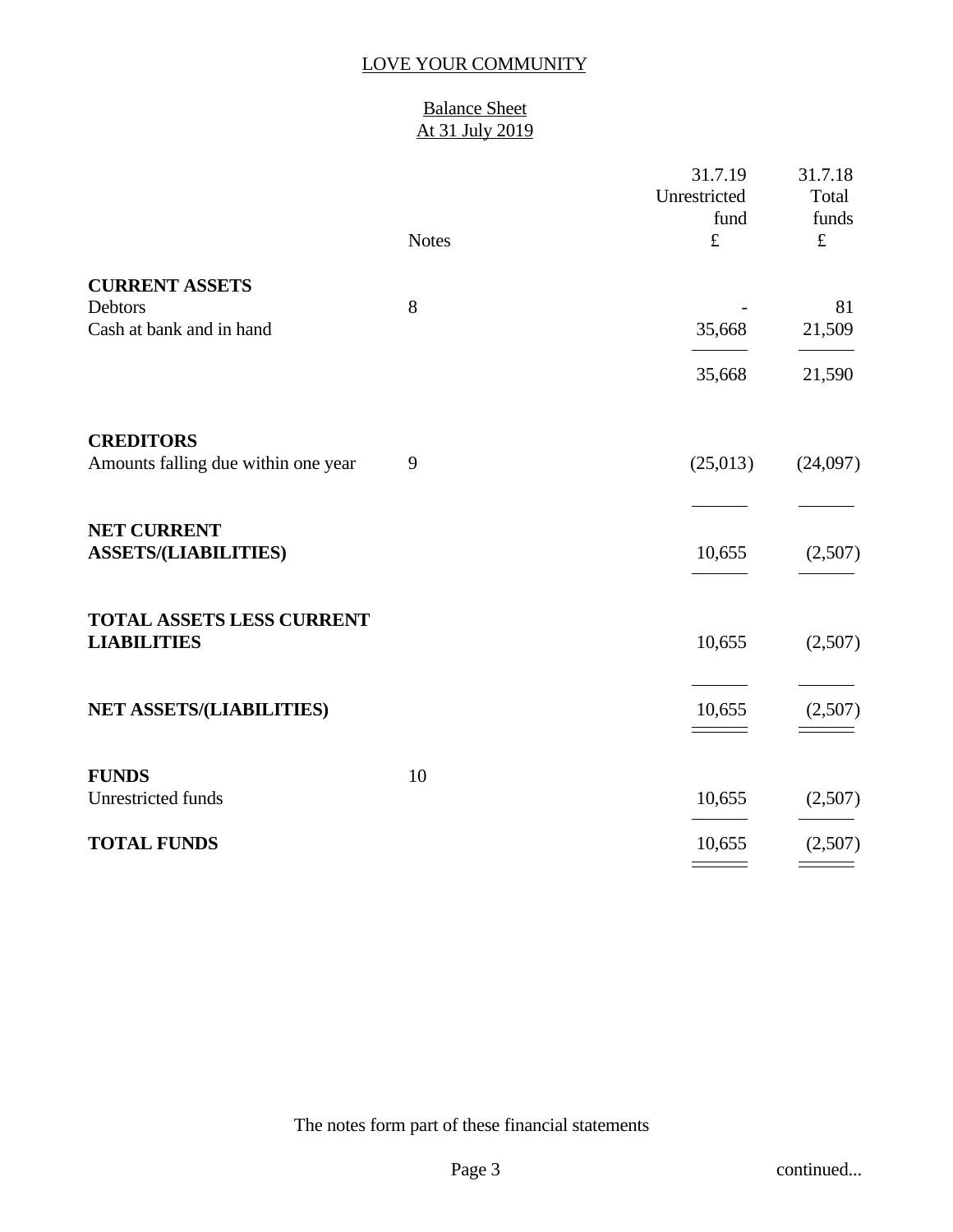# LOVE YOUR COMMUNITY

## Balance Sheet
## At 31 July 2019

| | Notes | 31.7.19 Unrestricted fund £ | 31.7.18 Total funds £ |
|---|---|---|---|
| **CURRENT ASSETS** | | | |
| Debtors | 8 | - | 81 |
| Cash at bank and in hand | | 35,668 | 21,509 |
| | | 35,668 | 21,590 |
| **CREDITORS** | | | |
| Amounts falling due within one year | 9 | (25,013) | (24,097) |
| **NET CURRENT ASSETS/(LIABILITIES)** | | 10,655 | (2,507) |
| **TOTAL ASSETS LESS CURRENT LIABILITIES** | | 10,655 | (2,507) |
| **NET ASSETS/(LIABILITIES)** | | 10,655 | (2,507) |
| **FUNDS** | 10 | | |
| Unrestricted funds | | 10,655 | (2,507) |
| **TOTAL FUNDS** | | 10,655 | (2,507) |

The notes form part of these financial statements

continued...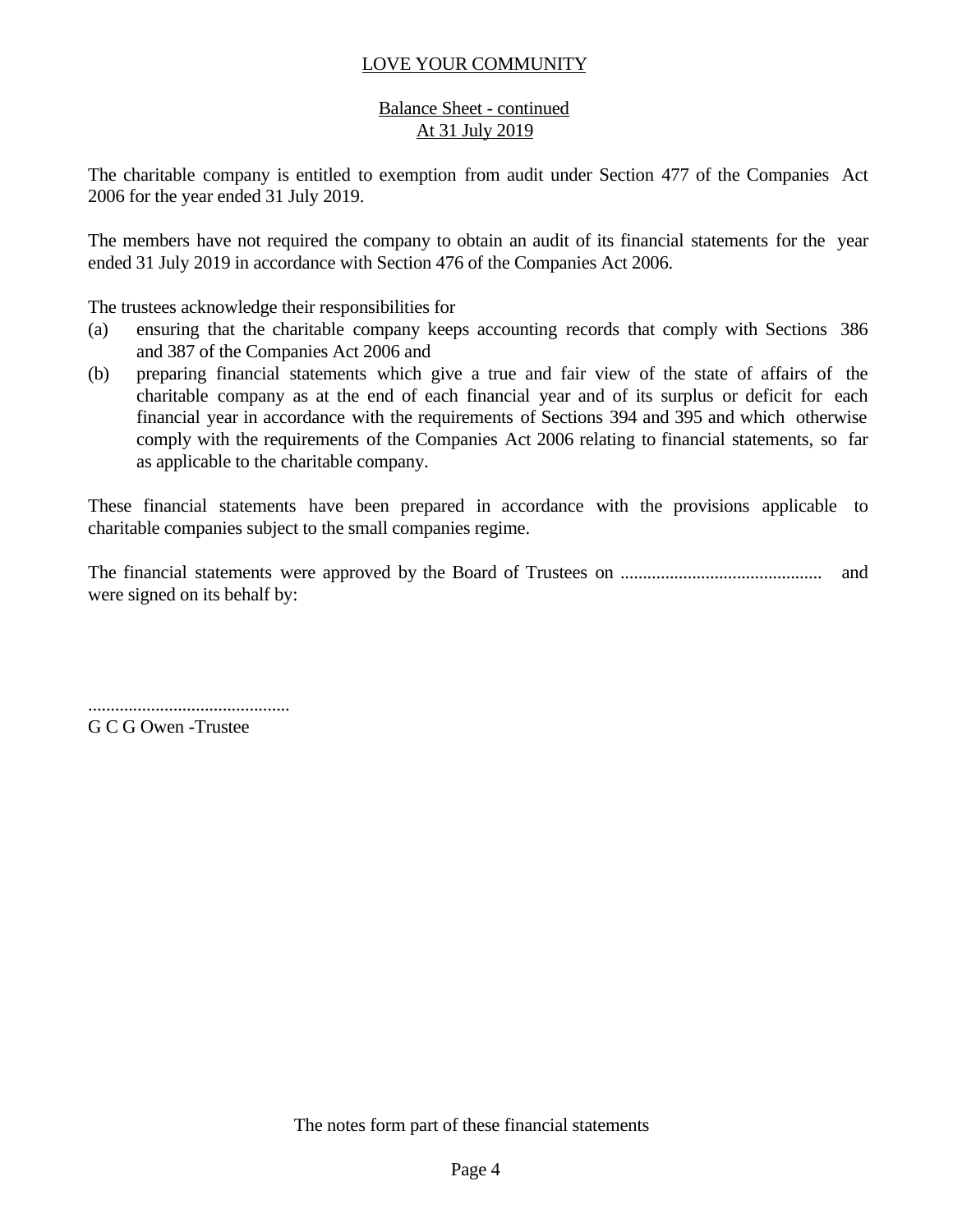LOVE YOUR COMMUNITY

Balance Sheet - continued
At 31 July 2019

The charitable company is entitled to exemption from audit under Section 477 of the Companies Act 2006 for the year ended 31 July 2019.

The members have not required the company to obtain an audit of its financial statements for the year ended 31 July 2019 in accordance with Section 476 of the Companies Act 2006.

The trustees acknowledge their responsibilities for

(a) ensuring that the charitable company keeps accounting records that comply with Sections 386 and 387 of the Companies Act 2006 and
(b) preparing financial statements which give a true and fair view of the state of affairs of the charitable company as at the end of each financial year and of its surplus or deficit for each financial year in accordance with the requirements of Sections 394 and 395 and which otherwise comply with the requirements of the Companies Act 2006 relating to financial statements, so far as applicable to the charitable company.

These financial statements have been prepared in accordance with the provisions applicable to charitable companies subject to the small companies regime.

The financial statements were approved by the Board of Trustees on ............................................ and were signed on its behalf by:

............................................
G C G Owen -Trustee

The notes form part of these financial statements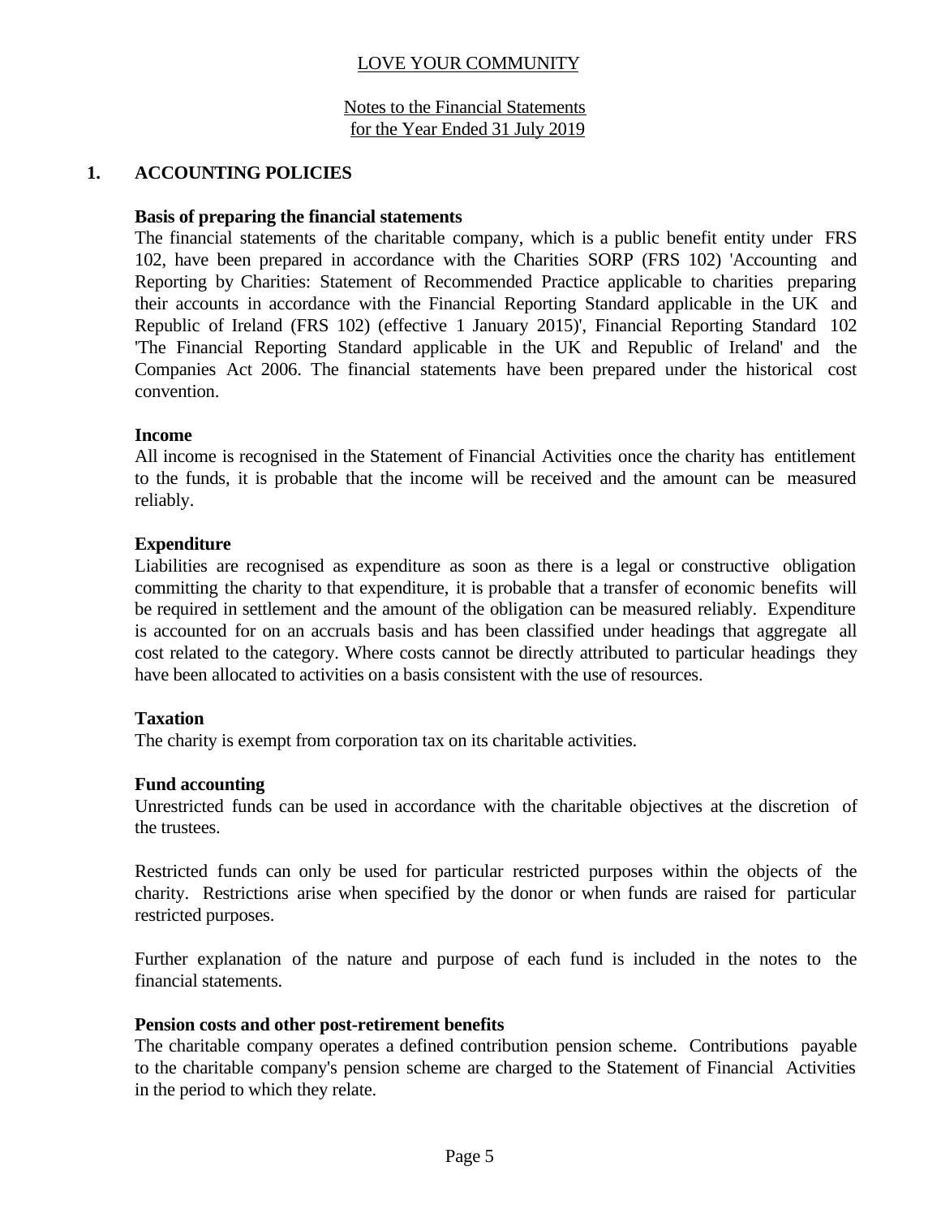LOVE YOUR COMMUNITY

Notes to the Financial Statements
for the Year Ended 31 July 2019

## 1. ACCOUNTING POLICIES

**Basis of preparing the financial statements**

The financial statements of the charitable company, which is a public benefit entity under FRS 102, have been prepared in accordance with the Charities SORP (FRS 102) 'Accounting and Reporting by Charities: Statement of Recommended Practice applicable to charities preparing their accounts in accordance with the Financial Reporting Standard applicable in the UK and Republic of Ireland (FRS 102) (effective 1 January 2015)', Financial Reporting Standard 102 'The Financial Reporting Standard applicable in the UK and Republic of Ireland' and the Companies Act 2006. The financial statements have been prepared under the historical cost convention.

**Income**

All income is recognised in the Statement of Financial Activities once the charity has entitlement to the funds, it is probable that the income will be received and the amount can be measured reliably.

**Expenditure**

Liabilities are recognised as expenditure as soon as there is a legal or constructive obligation committing the charity to that expenditure, it is probable that a transfer of economic benefits will be required in settlement and the amount of the obligation can be measured reliably. Expenditure is accounted for on an accruals basis and has been classified under headings that aggregate all cost related to the category. Where costs cannot be directly attributed to particular headings they have been allocated to activities on a basis consistent with the use of resources.

**Taxation**

The charity is exempt from corporation tax on its charitable activities.

**Fund accounting**

Unrestricted funds can be used in accordance with the charitable objectives at the discretion of the trustees.

Restricted funds can only be used for particular restricted purposes within the objects of the charity. Restrictions arise when specified by the donor or when funds are raised for particular restricted purposes.

Further explanation of the nature and purpose of each fund is included in the notes to the financial statements.

**Pension costs and other post-retirement benefits**

The charitable company operates a defined contribution pension scheme. Contributions payable to the charitable company's pension scheme are charged to the Statement of Financial Activities in the period to which they relate.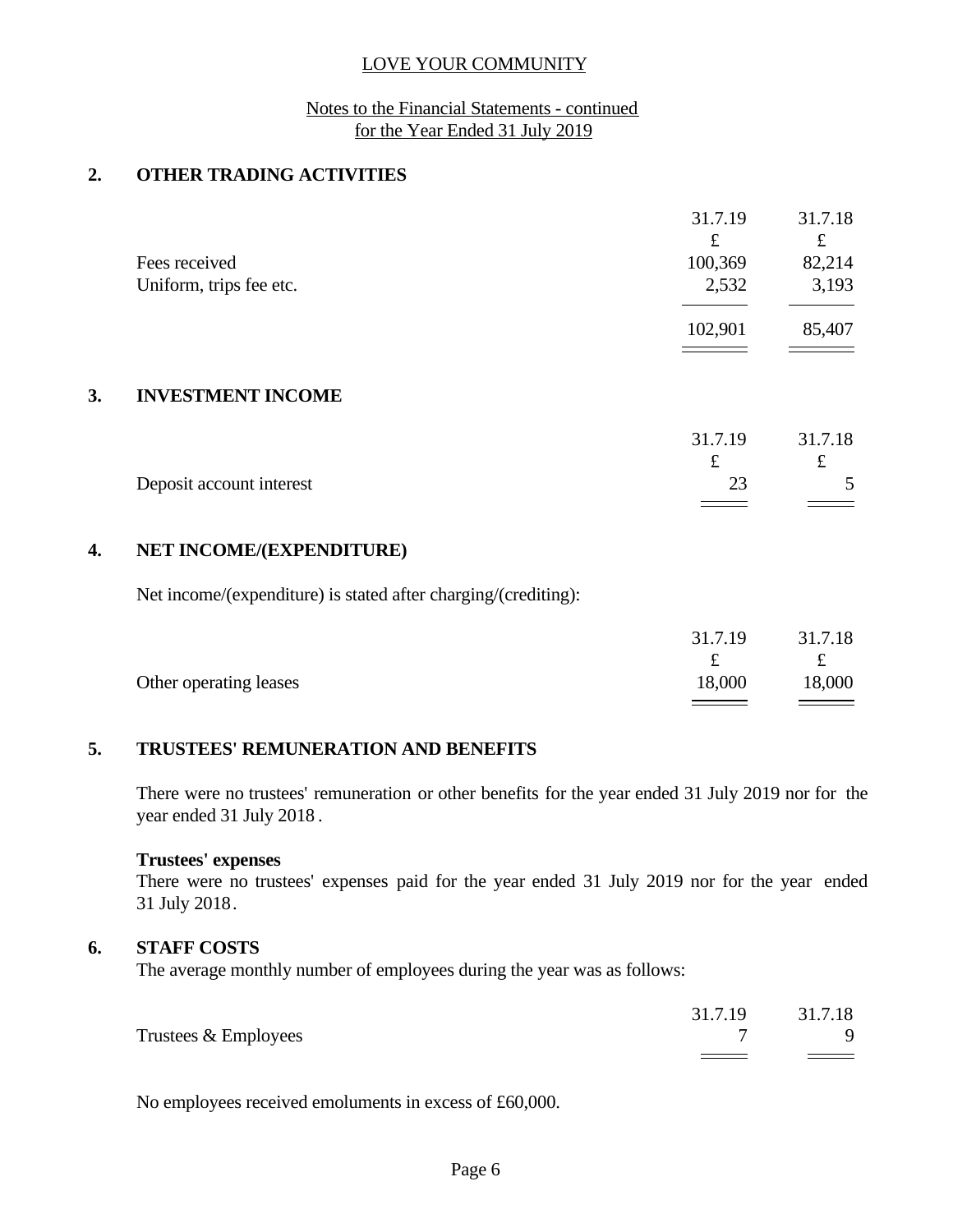LOVE YOUR COMMUNITY

Notes to the Financial Statements - continued
for the Year Ended 31 July 2019

## 2. OTHER TRADING ACTIVITIES

| | 31.7.19 | 31.7.18 |
|---|---|---|
| | £ | £ |
| Fees received | 100,369 | 82,214 |
| Uniform, trips fee etc. | 2,532 | 3,193 |
| | 102,901 | 85,407 |

## 3. INVESTMENT INCOME

| | 31.7.19 | 31.7.18 |
|---|---|---|
| | £ | £ |
| Deposit account interest | 23 | 5 |

## 4. NET INCOME/(EXPENDITURE)

Net income/(expenditure) is stated after charging/(crediting):

| | 31.7.19 | 31.7.18 |
|---|---|---|
| | £ | £ |
| Other operating leases | 18,000 | 18,000 |

## 5. TRUSTEES' REMUNERATION AND BENEFITS

There were no trustees' remuneration or other benefits for the year ended 31 July 2019 nor for the year ended 31 July 2018.

**Trustees' expenses**

There were no trustees' expenses paid for the year ended 31 July 2019 nor for the year ended 31 July 2018.

## 6. STAFF COSTS

The average monthly number of employees during the year was as follows:

| | 31.7.19 | 31.7.18 |
|---|---|---|
| Trustees & Employees | 7 | 9 |

No employees received emoluments in excess of £60,000.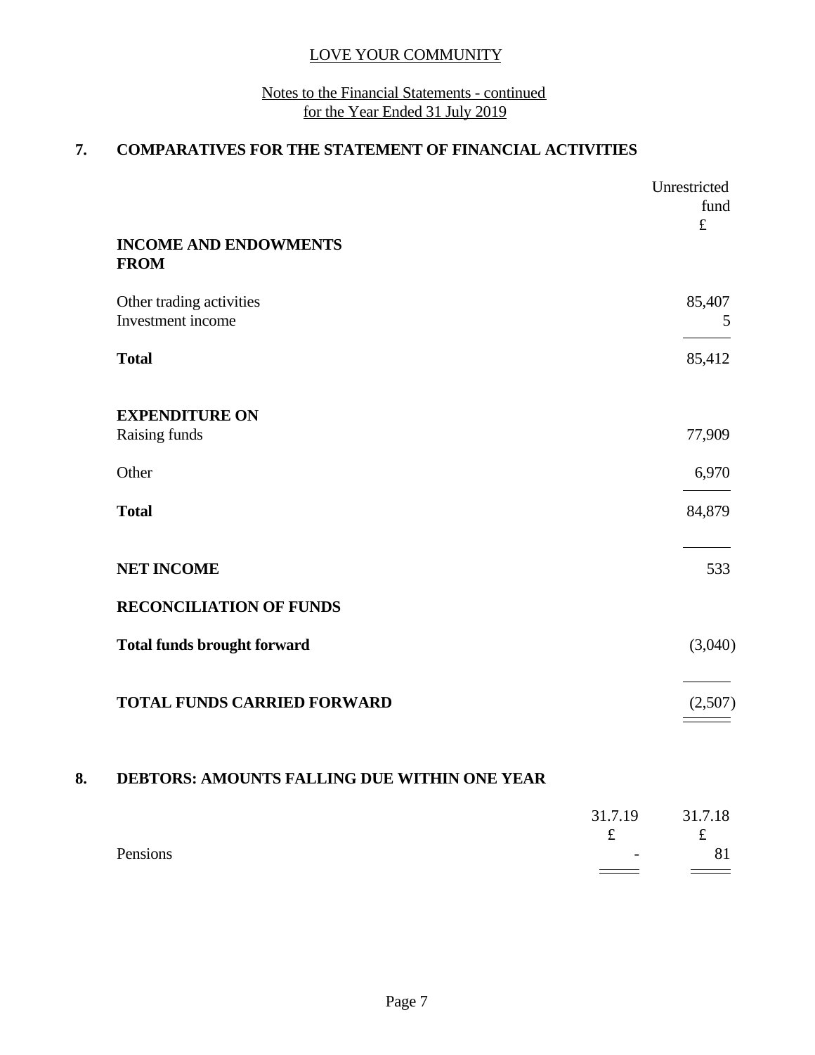# LOVE YOUR COMMUNITY

## Notes to the Financial Statements - continued for the Year Ended 31 July 2019

### 7. COMPARATIVES FOR THE STATEMENT OF FINANCIAL ACTIVITIES

| | Unrestricted fund £ |
|---|---|
| **INCOME AND ENDOWMENTS FROM** | |
| Other trading activities | 85,407 |
| Investment income | 5 |
| **Total** | 85,412 |
| | |
| **EXPENDITURE ON** | |
| Raising funds | 77,909 |
| Other | 6,970 |
| **Total** | 84,879 |
| | |
| **NET INCOME** | 533 |
| | |
| **RECONCILIATION OF FUNDS** | |
| **Total funds brought forward** | (3,040) |
| | |
| **TOTAL FUNDS CARRIED FORWARD** | (2,507) |

### 8. DEBTORS: AMOUNTS FALLING DUE WITHIN ONE YEAR

| | 31.7.19 £ | 31.7.18 £ |
|---|---|---|
| Pensions | - | 81 |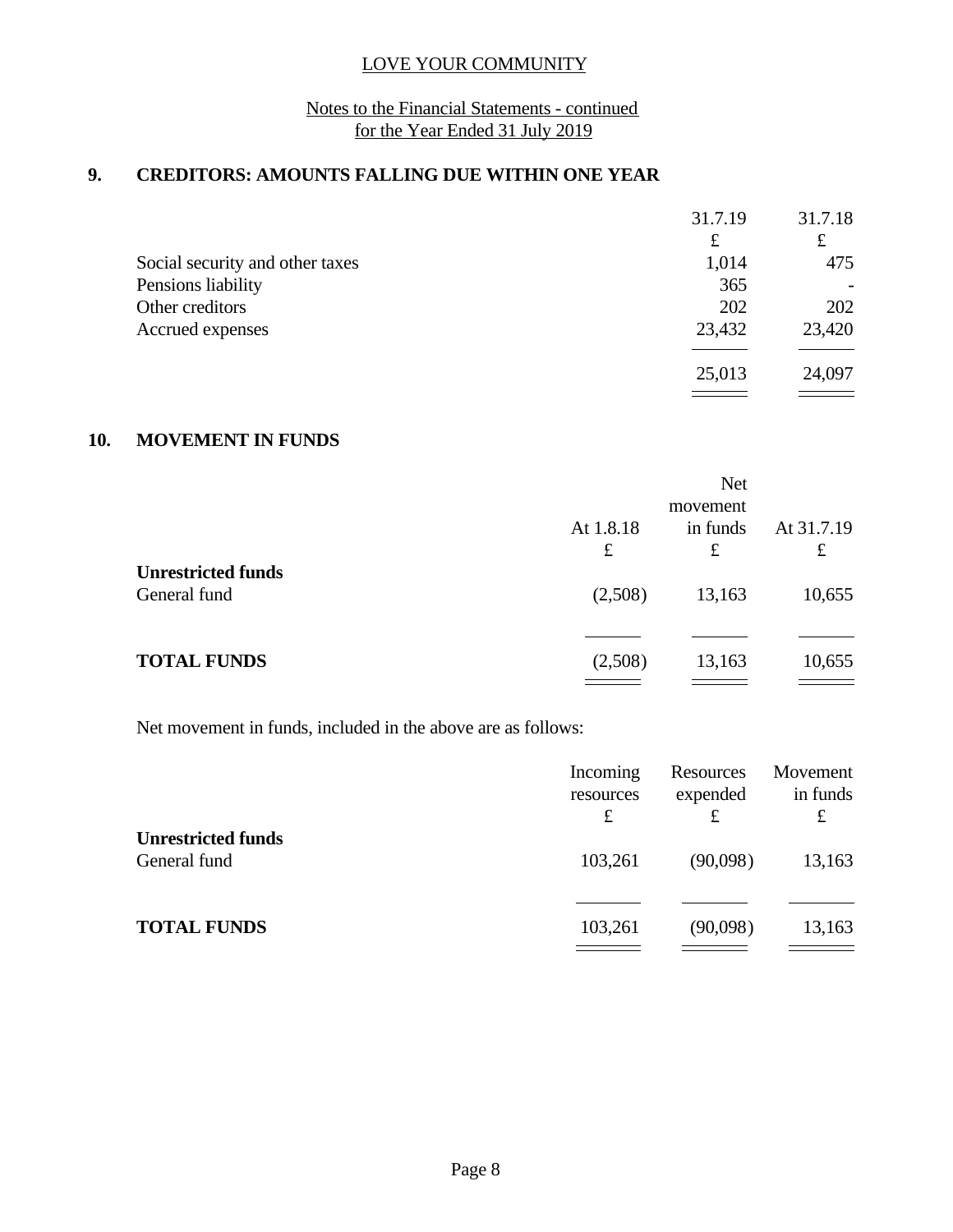LOVE YOUR COMMUNITY

Notes to the Financial Statements - continued
for the Year Ended 31 July 2019

## 9. CREDITORS: AMOUNTS FALLING DUE WITHIN ONE YEAR

| | 31.7.19 | 31.7.18 |
|---|---|---|
| | £ | £ |
| Social security and other taxes | 1,014 | 475 |
| Pensions liability | 365 | - |
| Other creditors | 202 | 202 |
| Accrued expenses | 23,432 | 23,420 |
| | 25,013 | 24,097 |

## 10. MOVEMENT IN FUNDS

| | At 1.8.18 | Net movement in funds | At 31.7.19 |
|---|---|---|---|
| | £ | £ | £ |
| **Unrestricted funds** | | | |
| General fund | (2,508) | 13,163 | 10,655 |
| **TOTAL FUNDS** | (2,508) | 13,163 | 10,655 |

Net movement in funds, included in the above are as follows:

| | Incoming resources | Resources expended | Movement in funds |
|---|---|---|---|
| | £ | £ | £ |
| **Unrestricted funds** | | | |
| General fund | 103,261 | (90,098) | 13,163 |
| **TOTAL FUNDS** | 103,261 | (90,098) | 13,163 |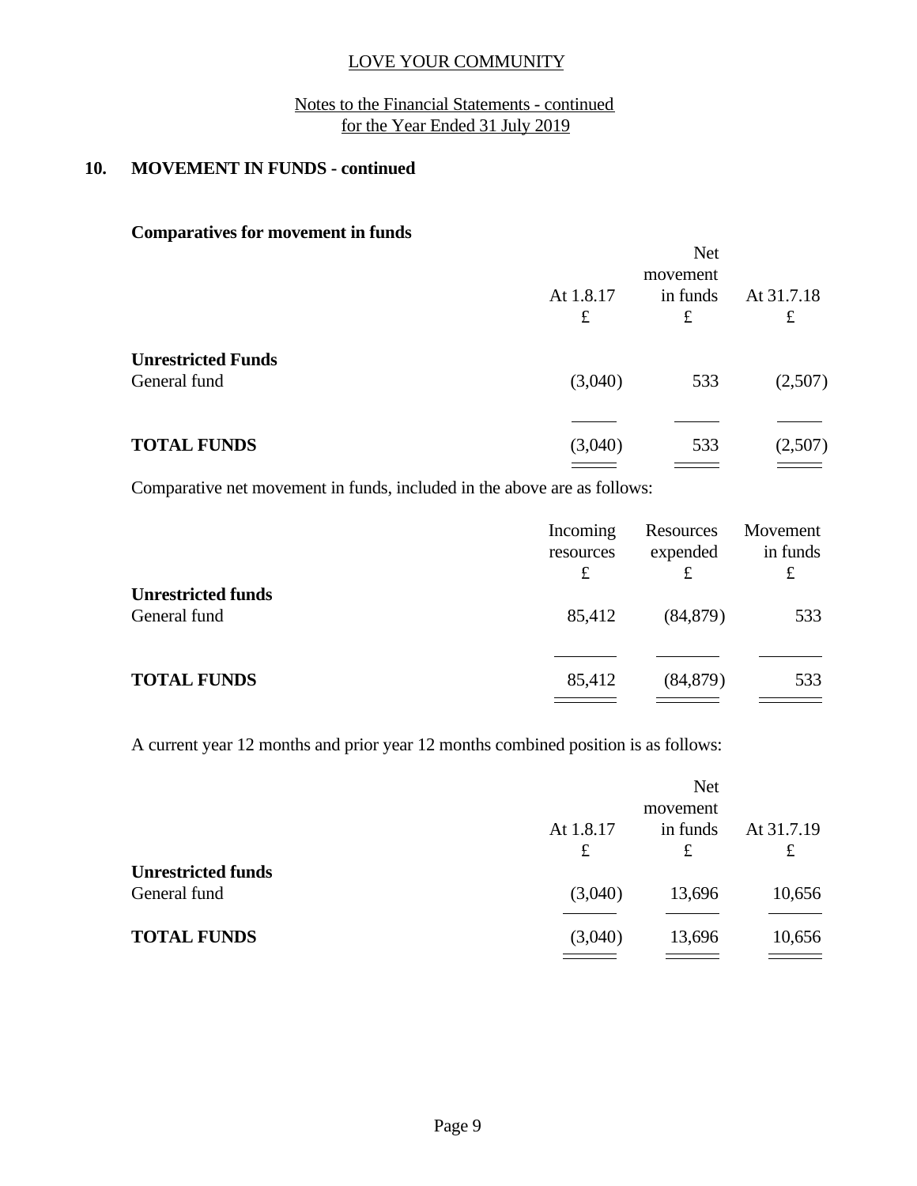## 10. MOVEMENT IN FUNDS - continued

### Comparatives for movement in funds

| | At 1.8.17<br>£ | Net movement in funds<br>£ | At 31.7.18<br>£ |
|---|---|---|---|
| **Unrestricted Funds** | | | |
| General fund | (3,040) | 533 | (2,507) |
| **TOTAL FUNDS** | (3,040) | 533 | (2,507) |

Comparative net movement in funds, included in the above are as follows:

| | Incoming resources<br>£ | Resources expended<br>£ | Movement in funds<br>£ |
|---|---|---|---|
| **Unrestricted funds** | | | |
| General fund | 85,412 | (84,879) | 533 |
| **TOTAL FUNDS** | 85,412 | (84,879) | 533 |

A current year 12 months and prior year 12 months combined position is as follows:

| | At 1.8.17<br>£ | Net movement in funds<br>£ | At 31.7.19<br>£ |
|---|---|---|---|
| **Unrestricted funds** | | | |
| General fund | (3,040) | 13,696 | 10,656 |
| **TOTAL FUNDS** | (3,040) | 13,696 | 10,656 |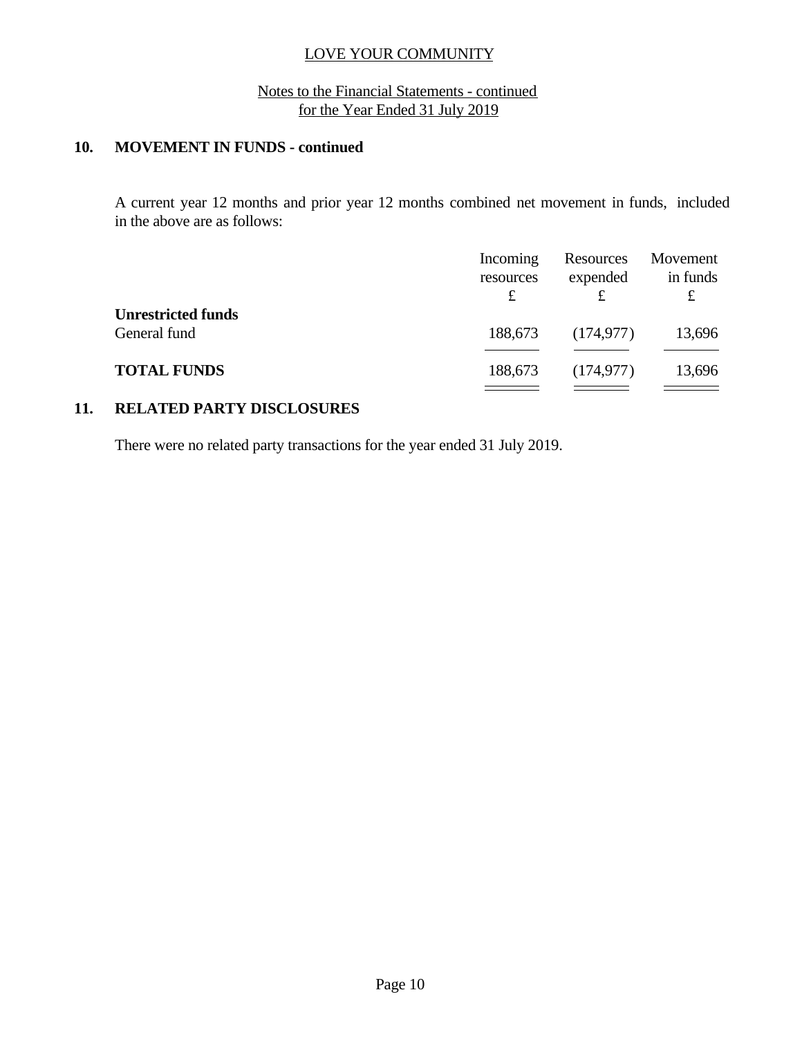## 10. MOVEMENT IN FUNDS - continued

A current year 12 months and prior year 12 months combined net movement in funds, included in the above are as follows:

| | Incoming resources £ | Resources expended £ | Movement in funds £ |
|---|---|---|---|
| **Unrestricted funds** | | | |
| General fund | 188,673 | (174,977) | 13,696 |
| **TOTAL FUNDS** | 188,673 | (174,977) | 13,696 |

## 11. RELATED PARTY DISCLOSURES

There were no related party transactions for the year ended 31 July 2019.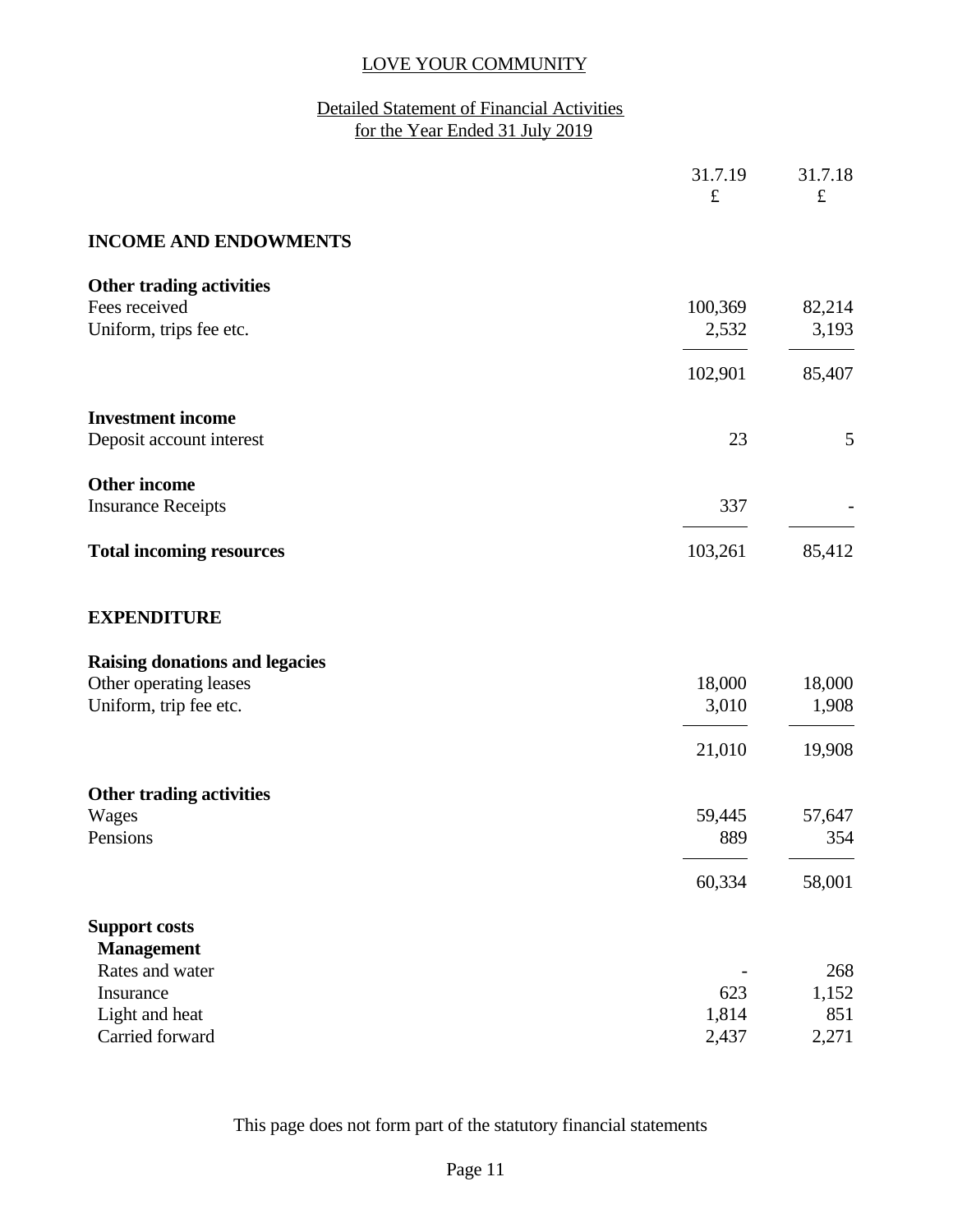LOVE YOUR COMMUNITY

Detailed Statement of Financial Activities
for the Year Ended 31 July 2019

| | 31.7.19 £ | 31.7.18 £ |
|---|---|---|
| **INCOME AND ENDOWMENTS** | | |
| **Other trading activities** | | |
| Fees received | 100,369 | 82,214 |
| Uniform, trips fee etc. | 2,532 | 3,193 |
| | 102,901 | 85,407 |
| **Investment income** | | |
| Deposit account interest | 23 | 5 |
| **Other income** | | |
| Insurance Receipts | 337 | - |
| **Total incoming resources** | 103,261 | 85,412 |
| **EXPENDITURE** | | |
| **Raising donations and legacies** | | |
| Other operating leases | 18,000 | 18,000 |
| Uniform, trip fee etc. | 3,010 | 1,908 |
| | 21,010 | 19,908 |
| **Other trading activities** | | |
| Wages | 59,445 | 57,647 |
| Pensions | 889 | 354 |
| | 60,334 | 58,001 |
| **Support costs** | | |
| **Management** | | |
| Rates and water | - | 268 |
| Insurance | 623 | 1,152 |
| Light and heat | 1,814 | 851 |
| Carried forward | 2,437 | 2,271 |

This page does not form part of the statutory financial statements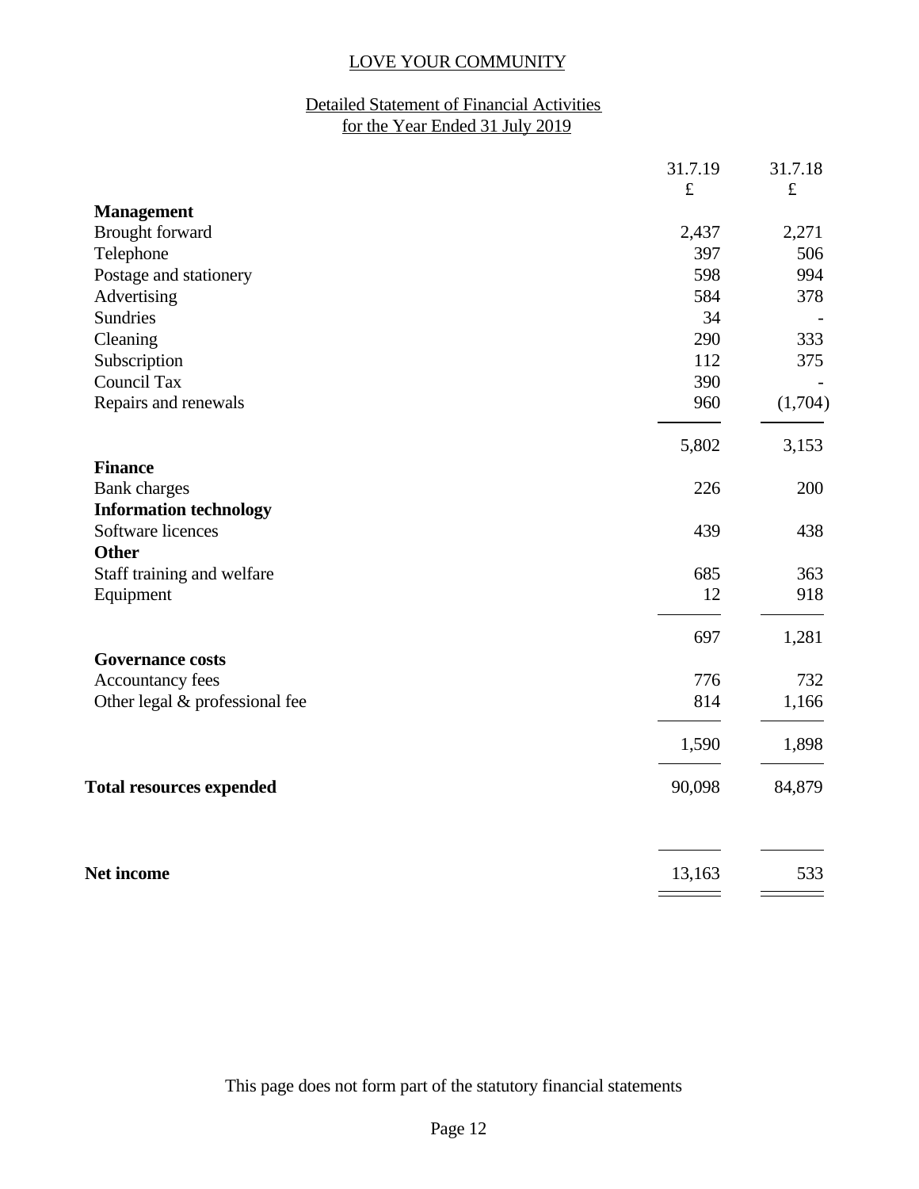LOVE YOUR COMMUNITY

Detailed Statement of Financial Activities
for the Year Ended 31 July 2019

| | 31.7.19 | 31.7.18 |
|---|---|---|
| | £ | £ |
| **Management** | | |
| Brought forward | 2,437 | 2,271 |
| Telephone | 397 | 506 |
| Postage and stationery | 598 | 994 |
| Advertising | 584 | 378 |
| Sundries | 34 | - |
| Cleaning | 290 | 333 |
| Subscription | 112 | 375 |
| Council Tax | 390 | - |
| Repairs and renewals | 960 | (1,704) |
| | 5,802 | 3,153 |
| **Finance** | | |
| Bank charges | 226 | 200 |
| **Information technology** | | |
| Software licences | 439 | 438 |
| **Other** | | |
| Staff training and welfare | 685 | 363 |
| Equipment | 12 | 918 |
| | 697 | 1,281 |
| **Governance costs** | | |
| Accountancy fees | 776 | 732 |
| Other legal & professional fee | 814 | 1,166 |
| | 1,590 | 1,898 |
| **Total resources expended** | 90,098 | 84,879 |
| **Net income** | 13,163 | 533 |

This page does not form part of the statutory financial statements